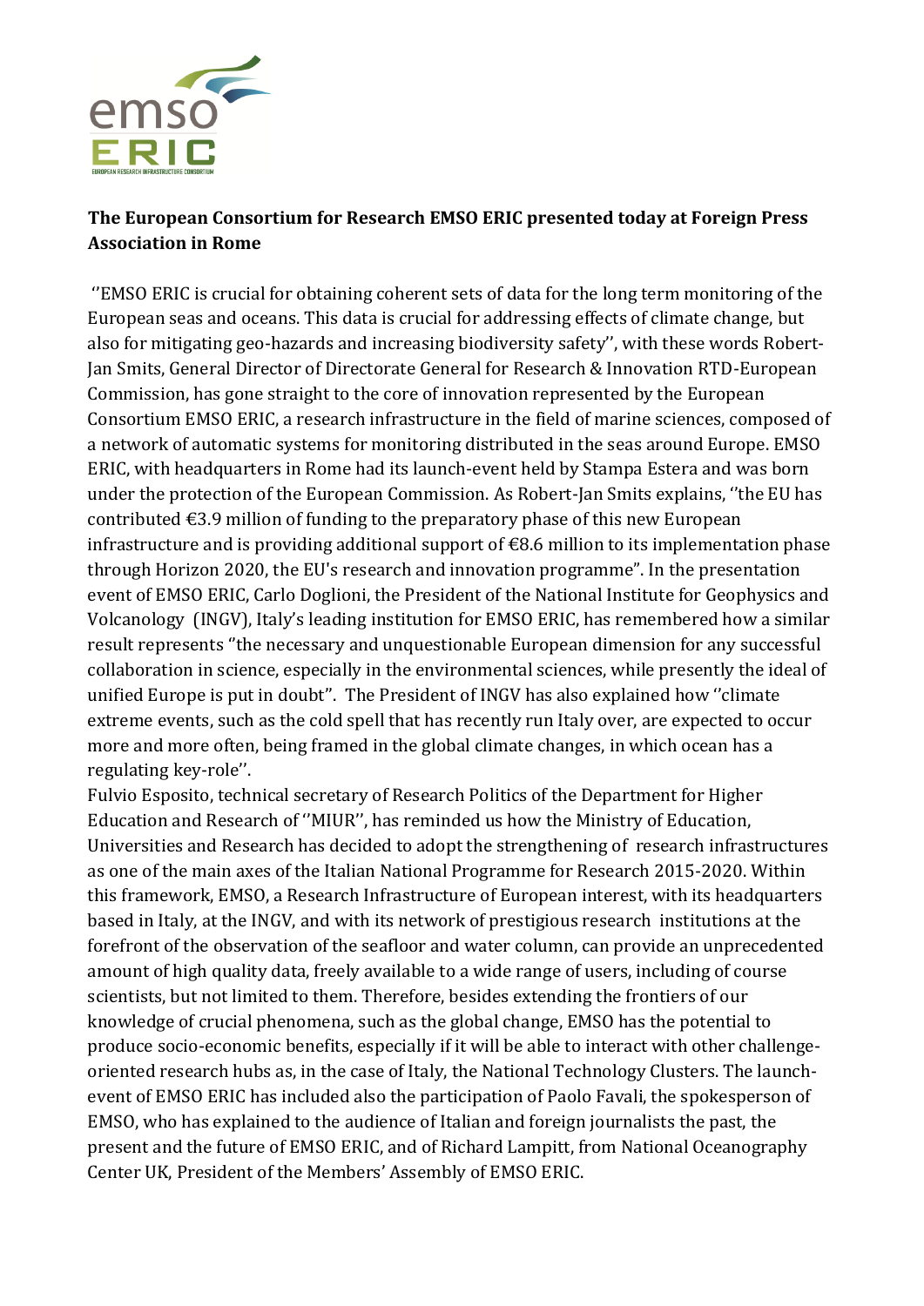**The European Consortium for Research EMSO ERIC presented today at Foreign Press Association in Rome**

''EMSO ERIC is crucial for obtaining coherent sets of data for the long term monitoring of the European seas and oceans. This data is crucial for addressing effects of climate change, but also for mitigating geo-hazards and increasing biodiversity safety'', with these words Robert-Jan Smits, General Director of Directorate General for Research & Innovation RTD-European Commission, has gone straight to the core of innovation represented by the European Consortium EMSO ERIC, a research infrastructure in the field of marine sciences, composed of a network of automatic systems for monitoring distributed in the seas around Europe. EMSO ERIC, with headquarters in Rome had its launch-event held by Stampa Estera and was born under the protection of the European Commission. As Robert-Jan Smits explains, ''the EU has contributed €3.9 million of funding to the preparatory phase of this new European infrastructure and is providing additional support of €8.6 million to its implementation phase through Horizon 2020, the EU's research and innovation programme". In the presentation event of EMSO ERIC, Carlo Doglioni, the President of the National Institute for Geophysics and Volcanology (INGV), Italy's leading institution for EMSO ERIC, has remembered how a similar result represents "the necessary and unquestionable European dimension for any successful collaboration in science, especially in the environmental sciences, while presently the ideal of unified Europe is put in doubt". The President of INGV has also explained how ''climate extreme events, such as the cold spell that has recently run Italy over, are expected to occur more and more often, being framed in the global climate changes, in which ocean has a regulating key-role''.

Fulvio Esposito, technical secretary of Research Politics of the Department for Higher Education and Research of ''MIUR'', has reminded us how the Ministry of Education, Universities and Research has decided to adopt the strengthening of research infrastructures as one of the main axes of the Italian National Programme for Research 2015-2020. Within this framework, EMSO, a Research Infrastructure of European interest, with its headquarters based in Italy, at the INGV, and with its network of prestigious research institutions at the forefront of the observation of the seafloor and water column, can provide an unprecedented amount of high quality data, freely available to a wide range of users, including of course scientists, but not limited to them. Therefore, besides extending the frontiers of our knowledge of crucial phenomena, such as the global change, EMSO has the potential to produce socio-economic benefits, especially if it will be able to interact with other challenge-oriented research hubs as, in the case of Italy, the National Technology Clusters. The launch-event of EMSO ERIC has included also the participation of Paolo Favali, the spokesperson of EMSO, who has explained to the audience of Italian and foreign journalists the past, the present and the future of EMSO ERIC, and of Richard Lampitt, from National Oceanography Center UK, President of the Members' Assembly of EMSO ERIC.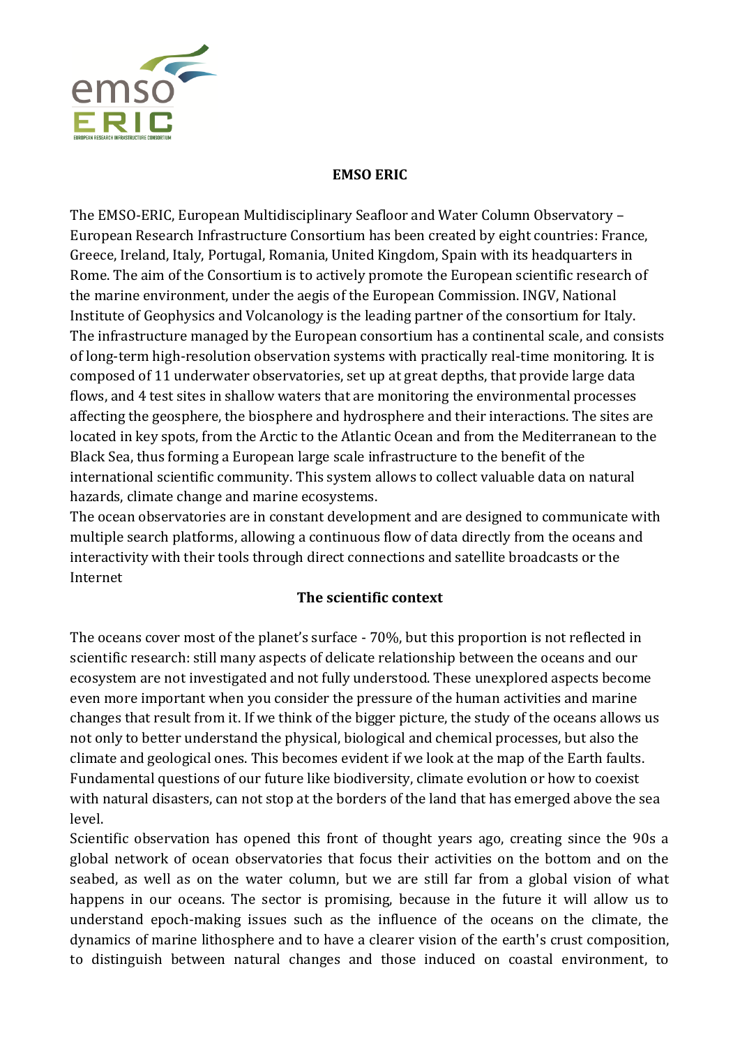**EMSO ERIC**

The EMSO-ERIC, European Multidisciplinary Seafloor and Water Column Observatory – European Research Infrastructure Consortium has been created by eight countries: France, Greece, Ireland, Italy, Portugal, Romania, United Kingdom, Spain with its headquarters in Rome. The aim of the Consortium is to actively promote the European scientific research of the marine environment, under the aegis of the European Commission. INGV, National Institute of Geophysics and Volcanology is the leading partner of the consortium for Italy. The infrastructure managed by the European consortium has a continental scale, and consists of long-term high-resolution observation systems with practically real-time monitoring. It is composed of 11 underwater observatories, set up at great depths, that provide large data flows, and 4 test sites in shallow waters that are monitoring the environmental processes affecting the geosphere, the biosphere and hydrosphere and their interactions. The sites are located in key spots, from the Arctic to the Atlantic Ocean and from the Mediterranean to the Black Sea, thus forming a European large scale infrastructure to the benefit of the international scientific community. This system allows to collect valuable data on natural hazards, climate change and marine ecosystems.

The ocean observatories are in constant development and are designed to communicate with multiple search platforms, allowing a continuous flow of data directly from the oceans and interactivity with their tools through direct connections and satellite broadcasts or the Internet

**The scientific context**

The oceans cover most of the planet's surface - 70%, but this proportion is not reflected in scientific research: still many aspects of delicate relationship between the oceans and our ecosystem are not investigated and not fully understood. These unexplored aspects become even more important when you consider the pressure of the human activities and marine changes that result from it. If we think of the bigger picture, the study of the oceans allows us not only to better understand the physical, biological and chemical processes, but also the climate and geological ones. This becomes evident if we look at the map of the Earth faults. Fundamental questions of our future like biodiversity, climate evolution or how to coexist with natural disasters, can not stop at the borders of the land that has emerged above the sea level.

Scientific observation has opened this front of thought years ago, creating since the 90s a global network of ocean observatories that focus their activities on the bottom and on the seabed, as well as on the water column, but we are still far from a global vision of what happens in our oceans. The sector is promising, because in the future it will allow us to understand epoch-making issues such as the influence of the oceans on the climate, the dynamics of marine lithosphere and to have a clearer vision of the earth's crust composition, to distinguish between natural changes and those induced on coastal environment, to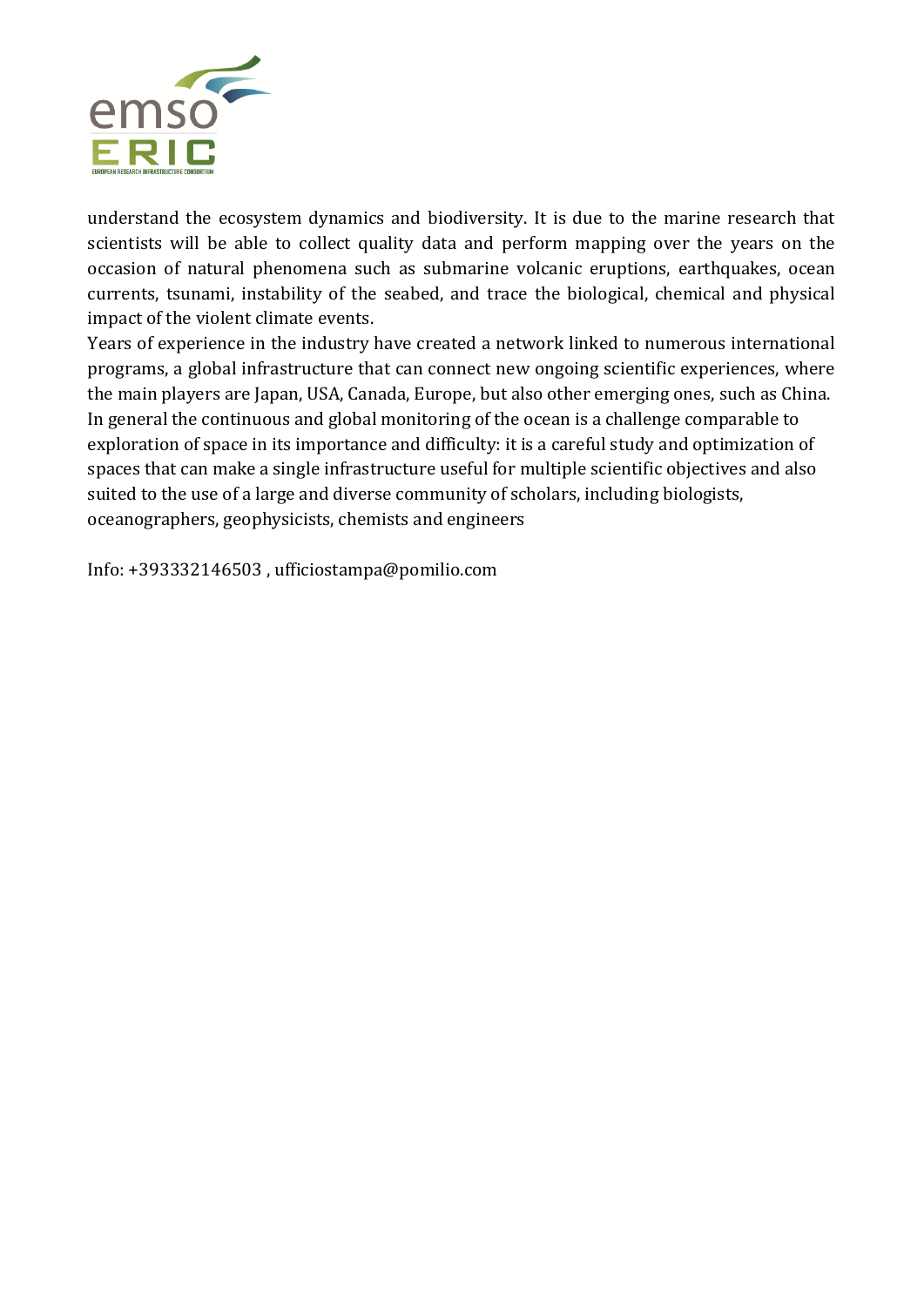understand the ecosystem dynamics and biodiversity. It is due to the marine research that scientists will be able to collect quality data and perform mapping over the years on the occasion of natural phenomena such as submarine volcanic eruptions, earthquakes, ocean currents, tsunami, instability of the seabed, and trace the biological, chemical and physical impact of the violent climate events.

Years of experience in the industry have created a network linked to numerous international programs, a global infrastructure that can connect new ongoing scientific experiences, where the main players are Japan, USA, Canada, Europe, but also other emerging ones, such as China.

In general the continuous and global monitoring of the ocean is a challenge comparable to exploration of space in its importance and difficulty: it is a careful study and optimization of spaces that can make a single infrastructure useful for multiple scientific objectives and also suited to the use of a large and diverse community of scholars, including biologists, oceanographers, geophysicists, chemists and engineers

Info: +393332146503 , ufficiostampa@pomilio.com